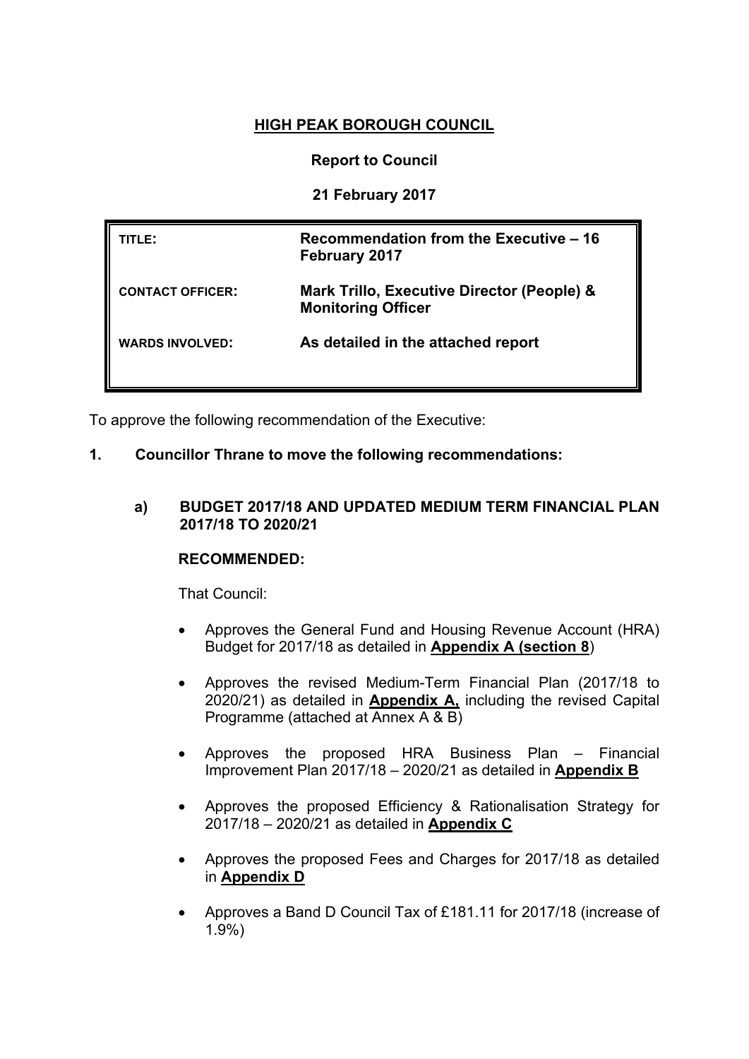**HIGH PEAK BOROUGH COUNCIL**

**Report to Council**

**21 February 2017**

| | |
|---|---|
| **TITLE:** | **Recommendation from the Executive – 16 February 2017** |
| **CONTACT OFFICER:** | **Mark Trillo, Executive Director (People) & Monitoring Officer** |
| **WARDS INVOLVED:** | **As detailed in the attached report** |

To approve the following recommendation of the Executive:

**1. Councillor Thrane to move the following recommendations:**

**a) BUDGET 2017/18 AND UPDATED MEDIUM TERM FINANCIAL PLAN 2017/18 TO 2020/21**

**RECOMMENDED:**

That Council:

- Approves the General Fund and Housing Revenue Account (HRA) Budget for 2017/18 as detailed in **Appendix A (section 8**)
- Approves the revised Medium-Term Financial Plan (2017/18 to 2020/21) as detailed in **Appendix A,** including the revised Capital Programme (attached at Annex A & B)
- Approves the proposed HRA Business Plan – Financial Improvement Plan 2017/18 – 2020/21 as detailed in **Appendix B**
- Approves the proposed Efficiency & Rationalisation Strategy for 2017/18 – 2020/21 as detailed in **Appendix C**
- Approves the proposed Fees and Charges for 2017/18 as detailed in **Appendix D**
- Approves a Band D Council Tax of £181.11 for 2017/18 (increase of 1.9%)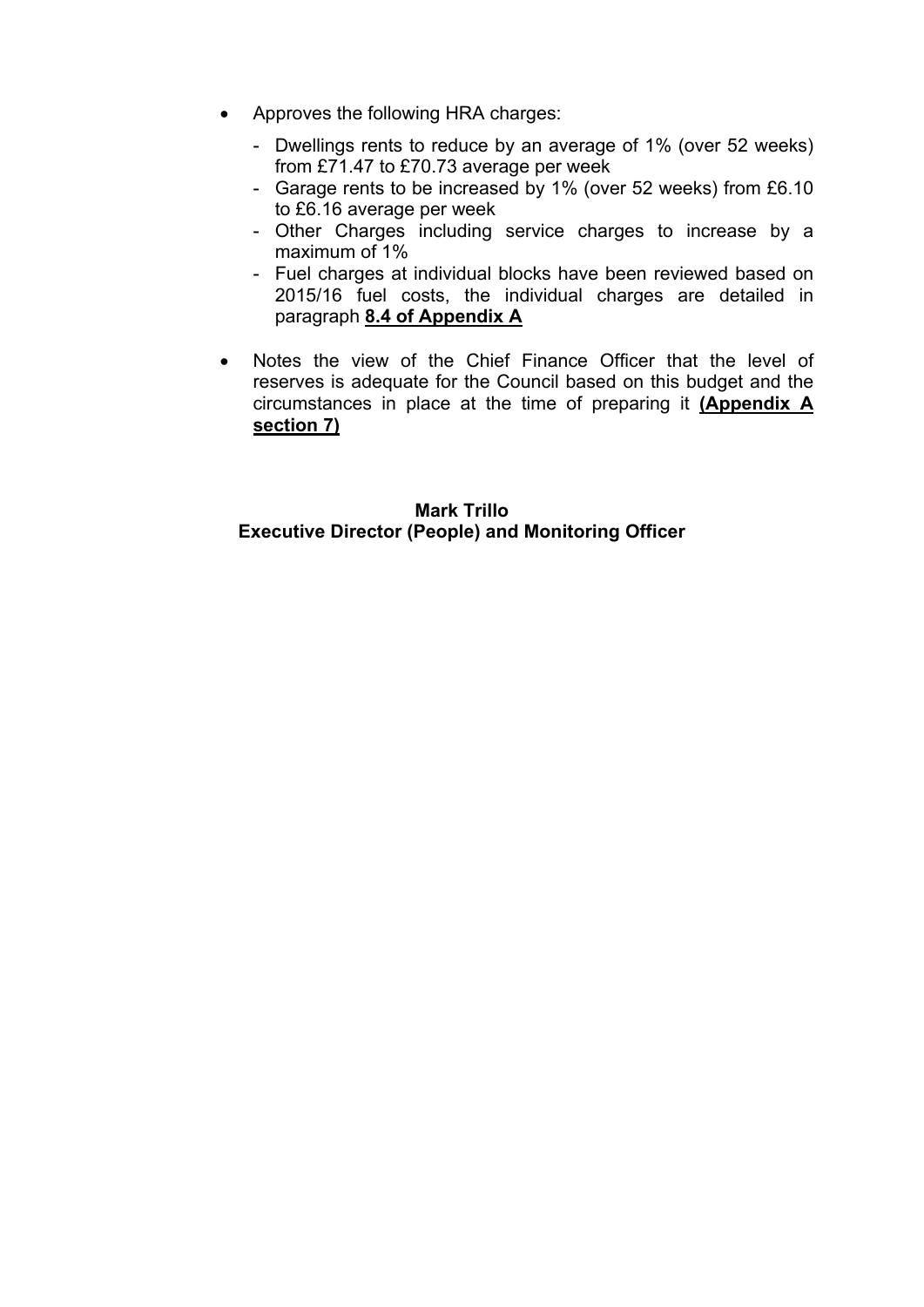- Approves the following HRA charges:
  - Dwellings rents to reduce by an average of 1% (over 52 weeks) from £71.47 to £70.73 average per week
  - Garage rents to be increased by 1% (over 52 weeks) from £6.10 to £6.16 average per week
  - Other Charges including service charges to increase by a maximum of 1%
  - Fuel charges at individual blocks have been reviewed based on 2015/16 fuel costs, the individual charges are detailed in paragraph **8.4 of Appendix A**
- Notes the view of the Chief Finance Officer that the level of reserves is adequate for the Council based on this budget and the circumstances in place at the time of preparing it **(Appendix A section 7)**

**Mark Trillo**
**Executive Director (People) and Monitoring Officer**